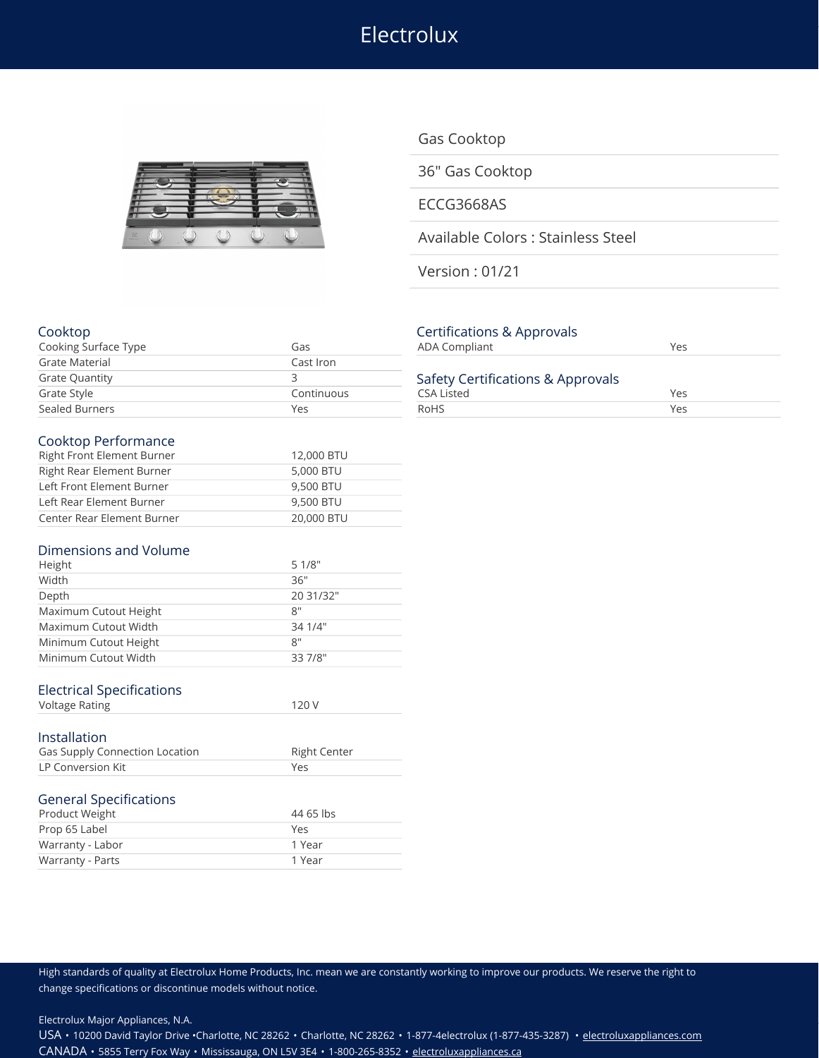# Electrolux

Gas Cooktop

36" Gas Cooktop

ECCG3668AS

Available Colors : Stainless Steel

Version : 01/21

## Cooktop

| | |
|---|---|
| Cooking Surface Type | Gas |
| Grate Material | Cast Iron |
| Grate Quantity | 3 |
| Grate Style | Continuous |
| Sealed Burners | Yes |

## Cooktop Performance

| | |
|---|---|
| Right Front Element Burner | 12,000 BTU |
| Right Rear Element Burner | 5,000 BTU |
| Left Front Element Burner | 9,500 BTU |
| Left Rear Element Burner | 9,500 BTU |
| Center Rear Element Burner | 20,000 BTU |

## Dimensions and Volume

| | |
|---|---|
| Height | 5 1/8" |
| Width | 36" |
| Depth | 20 31/32" |
| Maximum Cutout Height | 8" |
| Maximum Cutout Width | 34 1/4" |
| Minimum Cutout Height | 8" |
| Minimum Cutout Width | 33 7/8" |

## Electrical Specifications

| | |
|---|---|
| Voltage Rating | 120 V |

## Installation

| | |
|---|---|
| Gas Supply Connection Location | Right Center |
| LP Conversion Kit | Yes |

## General Specifications

| | |
|---|---|
| Product Weight | 44 65 lbs |
| Prop 65 Label | Yes |
| Warranty - Labor | 1 Year |
| Warranty - Parts | 1 Year |

## Certifications & Approvals

| | |
|---|---|
| ADA Compliant | Yes |

## Safety Certifications & Approvals

| | |
|---|---|
| CSA Listed | Yes |
| RoHS | Yes |

High standards of quality at Electrolux Home Products, Inc. mean we are constantly working to improve our products. We reserve the right to change specifications or discontinue models without notice.

Electrolux Major Appliances, N.A.

USA • 10200 David Taylor Drive •Charlotte, NC 28262 • Charlotte, NC 28262 • 1-877-4electrolux (1-877-435-3287) • electroluxappliances.com

CANADA • 5855 Terry Fox Way • Mississauga, ON L5V 3E4 • 1-800-265-8352 • electroluxappliances.ca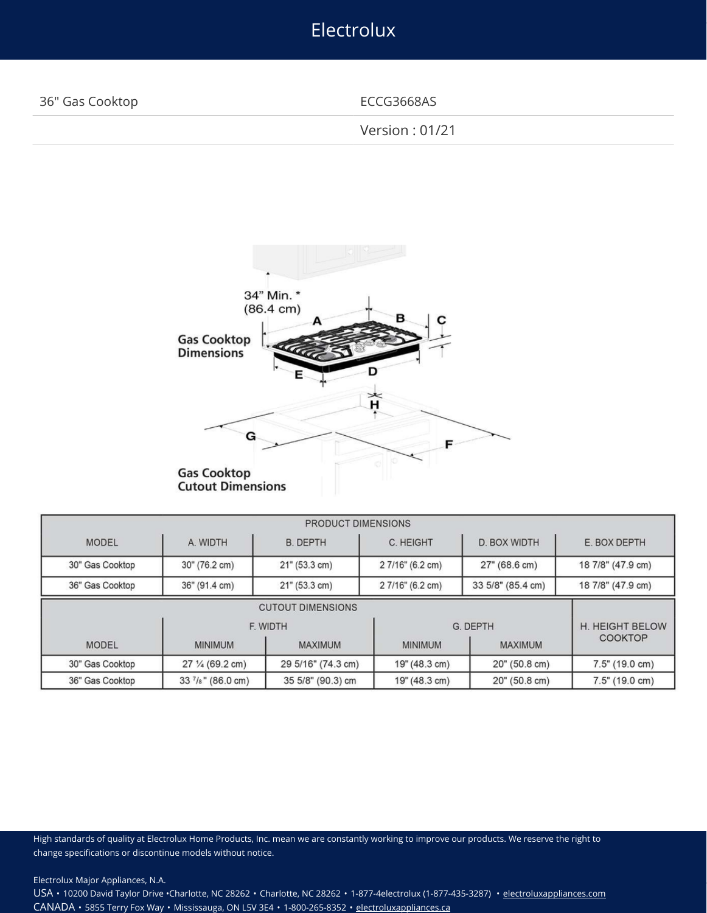# Electrolux

| 36" Gas Cooktop | ECCG3668AS |
| --- | --- |
| | Version : 01/21 |

34" Min. *
(86.4 cm)
A
B
C
Gas Cooktop Dimensions
E
D
H
G
F
Gas Cooktop Cutout Dimensions

| PRODUCT DIMENSIONS | | | | | |
| --- | --- | --- | --- | --- | --- |
| MODEL | A. WIDTH | B. DEPTH | C. HEIGHT | D. BOX WIDTH | E. BOX DEPTH |
| 30" Gas Cooktop | 30" (76.2 cm) | 21" (53.3 cm) | 2 7/16" (6.2 cm) | 27" (68.6 cm) | 18 7/8" (47.9 cm) |
| 36" Gas Cooktop | 36" (91.4 cm) | 21" (53.3 cm) | 2 7/16" (6.2 cm) | 33 5/8" (85.4 cm) | 18 7/8" (47.9 cm) |

| CUTOUT DIMENSIONS | | | | | |
| --- | --- | --- | --- | --- | --- |
| | F. WIDTH | | G. DEPTH | | H. HEIGHT BELOW COOKTOP |
| MODEL | MINIMUM | MAXIMUM | MINIMUM | MAXIMUM | |
| 30" Gas Cooktop | 27 ¼ (69.2 cm) | 29 5/16" (74.3 cm) | 19" (48.3 cm) | 20" (50.8 cm) | 7.5" (19.0 cm) |
| 36" Gas Cooktop | 33 7/8" (86.0 cm) | 35 5/8" (90.3) cm | 19" (48.3 cm) | 20" (50.8 cm) | 7.5" (19.0 cm) |

High standards of quality at Electrolux Home Products, Inc. mean we are constantly working to improve our products. We reserve the right to change specifications or discontinue models without notice.

Electrolux Major Appliances, N.A.

USA • 10200 David Taylor Drive •Charlotte, NC 28262 • Charlotte, NC 28262 • 1-877-4electrolux (1-877-435-3287) • electroluxappliances.com

CANADA • 5855 Terry Fox Way • Mississauga, ON L5V 3E4 • 1-800-265-8352 • electroluxappliances.ca